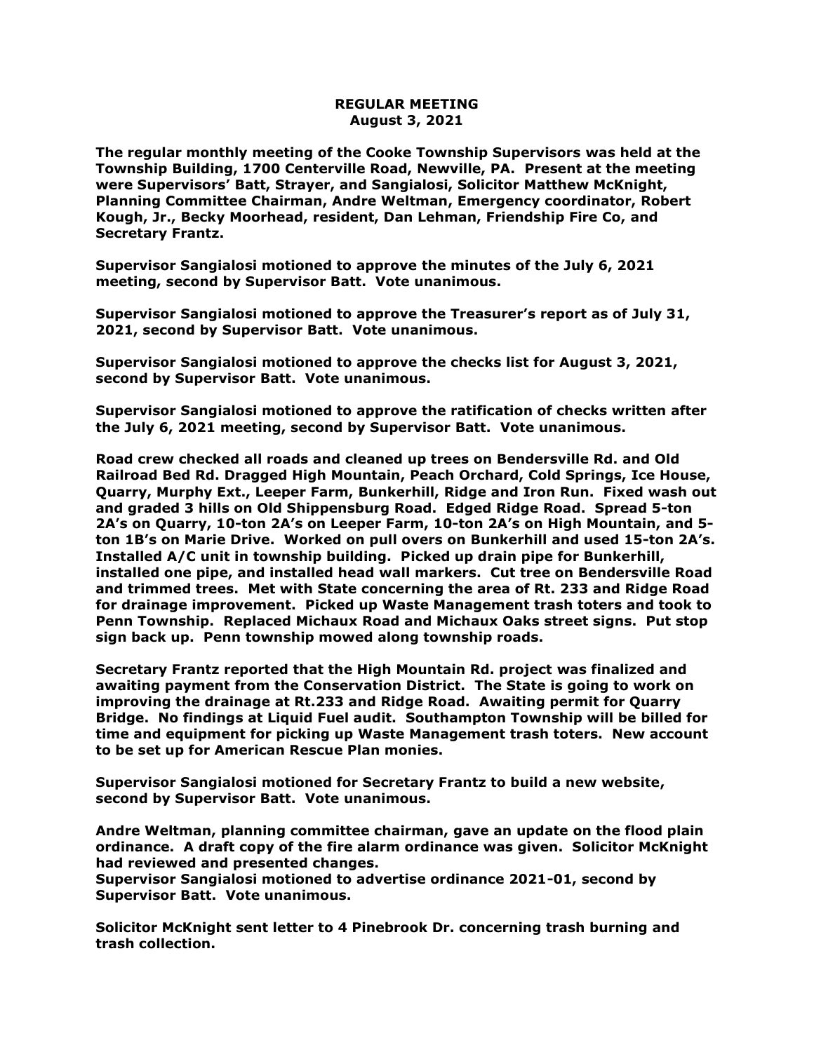**REGULAR MEETING**
**August 3, 2021**

**The regular monthly meeting of the Cooke Township Supervisors was held at the Township Building, 1700 Centerville Road, Newville, PA. Present at the meeting were Supervisors' Batt, Strayer, and Sangialosi, Solicitor Matthew McKnight, Planning Committee Chairman, Andre Weltman, Emergency coordinator, Robert Kough, Jr., Becky Moorhead, resident, Dan Lehman, Friendship Fire Co, and Secretary Frantz.**

**Supervisor Sangialosi motioned to approve the minutes of the July 6, 2021 meeting, second by Supervisor Batt. Vote unanimous.**

**Supervisor Sangialosi motioned to approve the Treasurer's report as of July 31, 2021, second by Supervisor Batt. Vote unanimous.**

**Supervisor Sangialosi motioned to approve the checks list for August 3, 2021, second by Supervisor Batt. Vote unanimous.**

**Supervisor Sangialosi motioned to approve the ratification of checks written after the July 6, 2021 meeting, second by Supervisor Batt. Vote unanimous.**

**Road crew checked all roads and cleaned up trees on Bendersville Rd. and Old Railroad Bed Rd. Dragged High Mountain, Peach Orchard, Cold Springs, Ice House, Quarry, Murphy Ext., Leeper Farm, Bunkerhill, Ridge and Iron Run. Fixed wash out and graded 3 hills on Old Shippensburg Road. Edged Ridge Road. Spread 5-ton 2A's on Quarry, 10-ton 2A's on Leeper Farm, 10-ton 2A's on High Mountain, and 5-ton 1B's on Marie Drive. Worked on pull overs on Bunkerhill and used 15-ton 2A's. Installed A/C unit in township building. Picked up drain pipe for Bunkerhill, installed one pipe, and installed head wall markers. Cut tree on Bendersville Road and trimmed trees. Met with State concerning the area of Rt. 233 and Ridge Road for drainage improvement. Picked up Waste Management trash toters and took to Penn Township. Replaced Michaux Road and Michaux Oaks street signs. Put stop sign back up. Penn township mowed along township roads.**

**Secretary Frantz reported that the High Mountain Rd. project was finalized and awaiting payment from the Conservation District. The State is going to work on improving the drainage at Rt.233 and Ridge Road. Awaiting permit for Quarry Bridge. No findings at Liquid Fuel audit. Southampton Township will be billed for time and equipment for picking up Waste Management trash toters. New account to be set up for American Rescue Plan monies.**

**Supervisor Sangialosi motioned for Secretary Frantz to build a new website, second by Supervisor Batt. Vote unanimous.**

**Andre Weltman, planning committee chairman, gave an update on the flood plain ordinance. A draft copy of the fire alarm ordinance was given. Solicitor McKnight had reviewed and presented changes.**
**Supervisor Sangialosi motioned to advertise ordinance 2021-01, second by Supervisor Batt. Vote unanimous.**

**Solicitor McKnight sent letter to 4 Pinebrook Dr. concerning trash burning and trash collection.**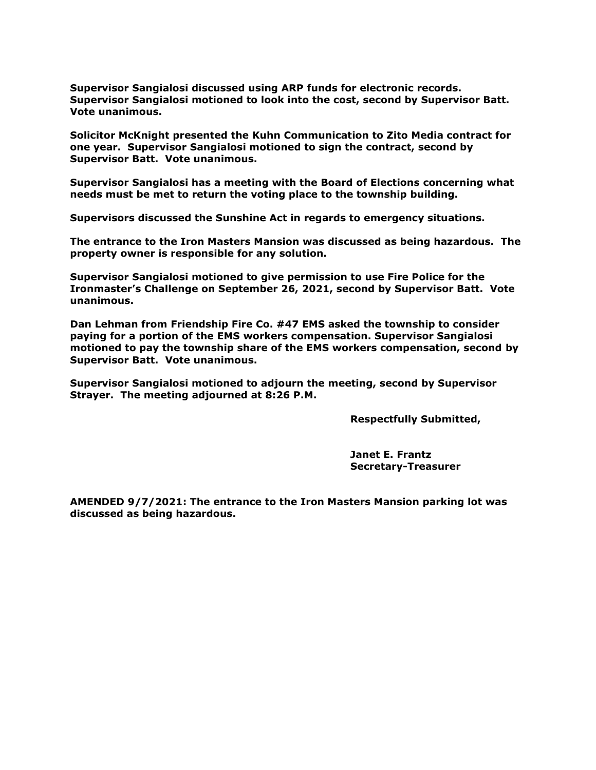**Supervisor Sangialosi discussed using ARP funds for electronic records. Supervisor Sangialosi motioned to look into the cost, second by Supervisor Batt. Vote unanimous.**

**Solicitor McKnight presented the Kuhn Communication to Zito Media contract for one year. Supervisor Sangialosi motioned to sign the contract, second by Supervisor Batt. Vote unanimous.**

**Supervisor Sangialosi has a meeting with the Board of Elections concerning what needs must be met to return the voting place to the township building.**

**Supervisors discussed the Sunshine Act in regards to emergency situations.**

**The entrance to the Iron Masters Mansion was discussed as being hazardous. The property owner is responsible for any solution.**

**Supervisor Sangialosi motioned to give permission to use Fire Police for the Ironmaster's Challenge on September 26, 2021, second by Supervisor Batt. Vote unanimous.**

**Dan Lehman from Friendship Fire Co. #47 EMS asked the township to consider paying for a portion of the EMS workers compensation. Supervisor Sangialosi motioned to pay the township share of the EMS workers compensation, second by Supervisor Batt. Vote unanimous.**

**Supervisor Sangialosi motioned to adjourn the meeting, second by Supervisor Strayer. The meeting adjourned at 8:26 P.M.**

**Respectfully Submitted,**

**Janet E. Frantz**
**Secretary-Treasurer**

**AMENDED 9/7/2021: The entrance to the Iron Masters Mansion parking lot was discussed as being hazardous.**